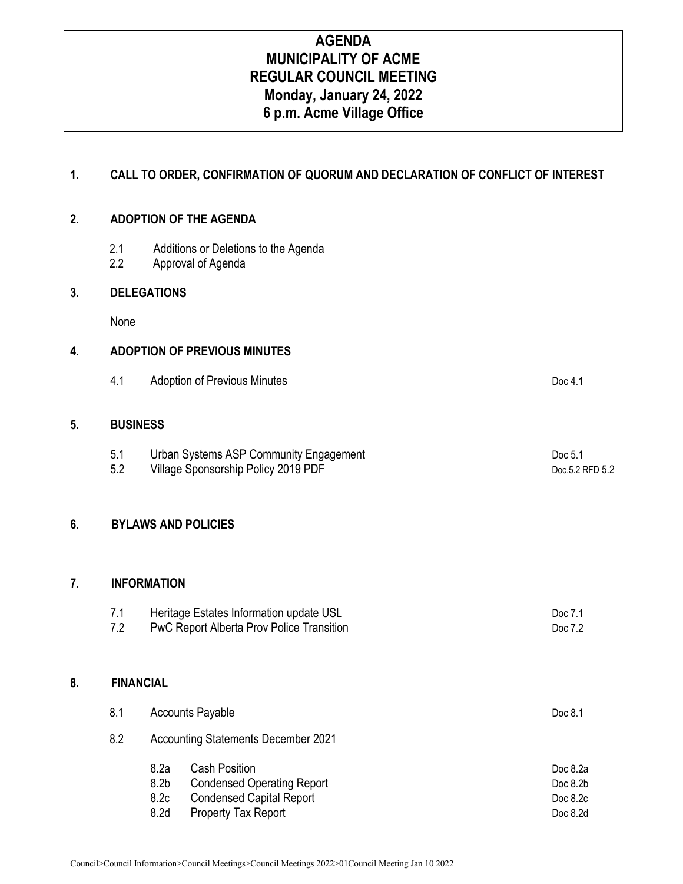# AGENDA
# MUNICIPALITY OF ACME
# REGULAR COUNCIL MEETING
# Monday, January 24, 2022
# 6 p.m. Acme Village Office

## 1. CALL TO ORDER, CONFIRMATION OF QUORUM AND DECLARATION OF CONFLICT OF INTEREST

## 2. ADOPTION OF THE AGENDA

2.1 Additions or Deletions to the Agenda
2.2 Approval of Agenda

## 3. DELEGATIONS

None

## 4. ADOPTION OF PREVIOUS MINUTES

| | | |
|---|---|---|
| 4.1 | Adoption of Previous Minutes | Doc 4.1 |

## 5. BUSINESS

| | | |
|---|---|---|
| 5.1 | Urban Systems ASP Community Engagement | Doc 5.1 |
| 5.2 | Village Sponsorship Policy 2019 PDF | Doc.5.2 RFD 5.2 |

## 6. BYLAWS AND POLICIES

## 7. INFORMATION

| | | |
|---|---|---|
| 7.1 | Heritage Estates Information update USL | Doc 7.1 |
| 7.2 | PwC Report Alberta Prov Police Transition | Doc 7.2 |

## 8. FINANCIAL

| | | |
|---|---|---|
| 8.1 | Accounts Payable | Doc 8.1 |
| 8.2 | Accounting Statements December 2021 | |
| 8.2a | Cash Position | Doc 8.2a |
| 8.2b | Condensed Operating Report | Doc 8.2b |
| 8.2c | Condensed Capital Report | Doc 8.2c |
| 8.2d | Property Tax Report | Doc 8.2d |

Council>Council Information>Council Meetings>Council Meetings 2022>01Council Meeting Jan 10 2022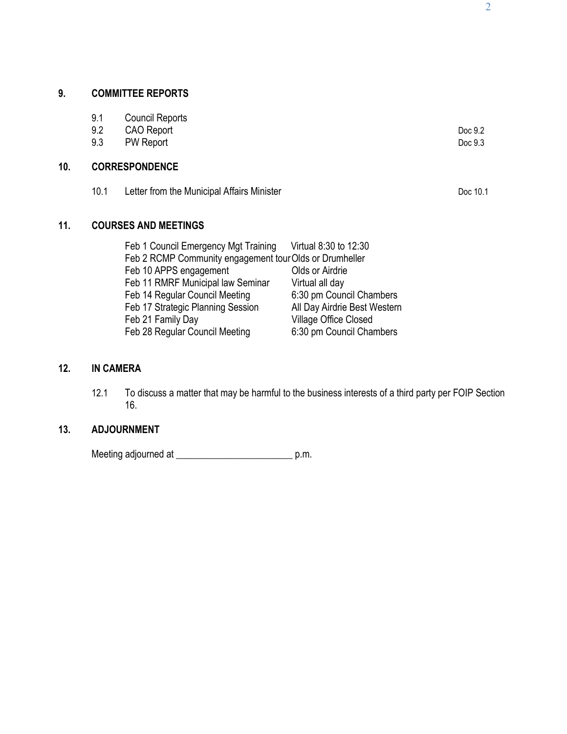## 9. COMMITTEE REPORTS

| | | |
|---|---|---|
| 9.1 | Council Reports | |
| 9.2 | CAO Report | Doc 9.2 |
| 9.3 | PW Report | Doc 9.3 |

## 10. CORRESPONDENCE

| | | |
|---|---|---|
| 10.1 | Letter from the Municipal Affairs Minister | Doc 10.1 |

## 11. COURSES AND MEETINGS

| | |
|---|---|
| Feb 1 Council Emergency Mgt Training | Virtual 8:30 to 12:30 |
| Feb 2 RCMP Community engagement tour | Olds or Drumheller |
| Feb 10 APPS engagement | Olds or Airdrie |
| Feb 11 RMRF Municipal law Seminar | Virtual all day |
| Feb 14 Regular Council Meeting | 6:30 pm Council Chambers |
| Feb 17 Strategic Planning Session | All Day Airdrie Best Western |
| Feb 21 Family Day | Village Office Closed |
| Feb 28 Regular Council Meeting | 6:30 pm Council Chambers |

## 12. IN CAMERA

12.1 To discuss a matter that may be harmful to the business interests of a third party per FOIP Section 16.

## 13. ADJOURNMENT

Meeting adjourned at ________________________ p.m.